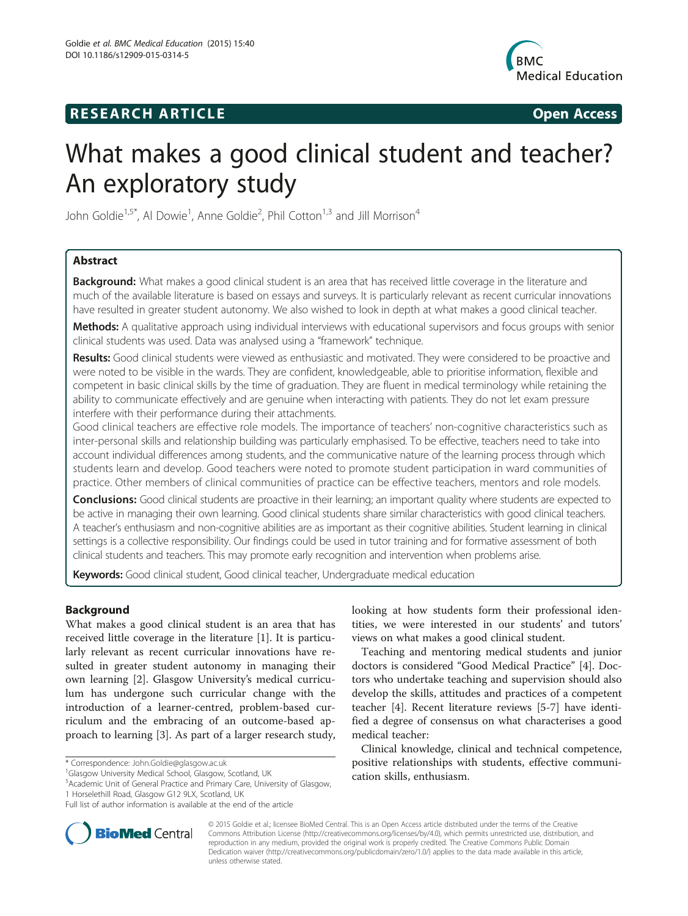RESEARCH ARTICLE Open Access

# What makes a good clinical student and teacher? An exploratory study

John Goldie[1,5*], Al Dowie[1], Anne Goldie[2], Phil Cotton[1,3] and Jill Morrison[4]

## Abstract

**Background:** What makes a good clinical student is an area that has received little coverage in the literature and much of the available literature is based on essays and surveys. It is particularly relevant as recent curricular innovations have resulted in greater student autonomy. We also wished to look in depth at what makes a good clinical teacher.

**Methods:** A qualitative approach using individual interviews with educational supervisors and focus groups with senior clinical students was used. Data was analysed using a "framework" technique.

**Results:** Good clinical students were viewed as enthusiastic and motivated. They were considered to be proactive and were noted to be visible in the wards. They are confident, knowledgeable, able to prioritise information, flexible and competent in basic clinical skills by the time of graduation. They are fluent in medical terminology while retaining the ability to communicate effectively and are genuine when interacting with patients. They do not let exam pressure interfere with their performance during their attachments.

Good clinical teachers are effective role models. The importance of teachers' non-cognitive characteristics such as inter-personal skills and relationship building was particularly emphasised. To be effective, teachers need to take into account individual differences among students, and the communicative nature of the learning process through which students learn and develop. Good teachers were noted to promote student participation in ward communities of practice. Other members of clinical communities of practice can be effective teachers, mentors and role models.

**Conclusions:** Good clinical students are proactive in their learning; an important quality where students are expected to be active in managing their own learning. Good clinical students share similar characteristics with good clinical teachers. A teacher's enthusiasm and non-cognitive abilities are as important as their cognitive abilities. Student learning in clinical settings is a collective responsibility. Our findings could be used in tutor training and for formative assessment of both clinical students and teachers. This may promote early recognition and intervention when problems arise.

**Keywords:** Good clinical student, Good clinical teacher, Undergraduate medical education

## Background

What makes a good clinical student is an area that has received little coverage in the literature [1]. It is particularly relevant as recent curricular innovations have resulted in greater student autonomy in managing their own learning [2]. Glasgow University's medical curriculum has undergone such curricular change with the introduction of a learner-centred, problem-based curriculum and the embracing of an outcome-based approach to learning [3]. As part of a larger research study, looking at how students form their professional identities, we were interested in our students' and tutors' views on what makes a good clinical student.

Teaching and mentoring medical students and junior doctors is considered "Good Medical Practice" [4]. Doctors who undertake teaching and supervision should also develop the skills, attitudes and practices of a competent teacher [4]. Recent literature reviews [5-7] have identified a degree of consensus on what characterises a good medical teacher:

Clinical knowledge, clinical and technical competence, positive relationships with students, effective communication skills, enthusiasm.

\* Correspondence: John.Goldie@glasgow.ac.uk
[1]Glasgow University Medical School, Glasgow, Scotland, UK
[5]Academic Unit of General Practice and Primary Care, University of Glasgow, 1 Horselethill Road, Glasgow G12 9LX, Scotland, UK
Full list of author information is available at the end of the article

© 2015 Goldie et al.; licensee BioMed Central. This is an Open Access article distributed under the terms of the Creative Commons Attribution License (http://creativecommons.org/licenses/by/4.0), which permits unrestricted use, distribution, and reproduction in any medium, provided the original work is properly credited. The Creative Commons Public Domain Dedication waiver (http://creativecommons.org/publicdomain/zero/1.0/) applies to the data made available in this article, unless otherwise stated.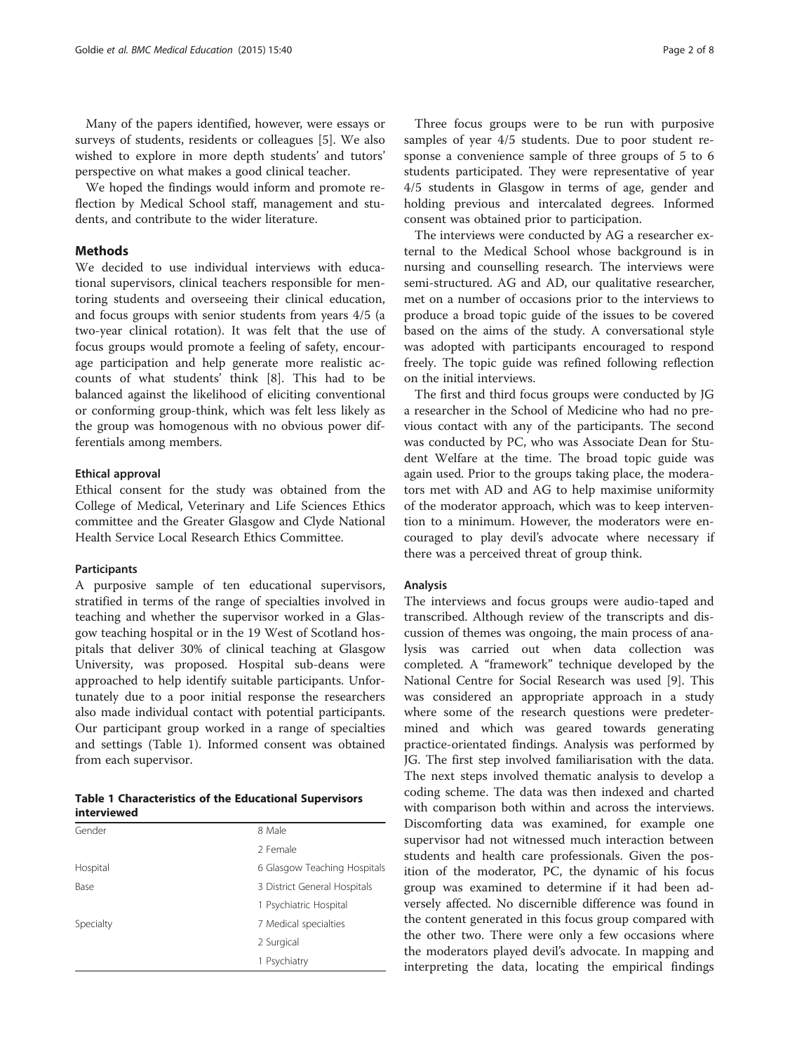Many of the papers identified, however, were essays or surveys of students, residents or colleagues [5]. We also wished to explore in more depth students' and tutors' perspective on what makes a good clinical teacher.

We hoped the findings would inform and promote reflection by Medical School staff, management and students, and contribute to the wider literature.

## Methods

We decided to use individual interviews with educational supervisors, clinical teachers responsible for mentoring students and overseeing their clinical education, and focus groups with senior students from years 4/5 (a two-year clinical rotation). It was felt that the use of focus groups would promote a feeling of safety, encourage participation and help generate more realistic accounts of what students' think [8]. This had to be balanced against the likelihood of eliciting conventional or conforming group-think, which was felt less likely as the group was homogenous with no obvious power differentials among members.

### Ethical approval

Ethical consent for the study was obtained from the College of Medical, Veterinary and Life Sciences Ethics committee and the Greater Glasgow and Clyde National Health Service Local Research Ethics Committee.

### Participants

A purposive sample of ten educational supervisors, stratified in terms of the range of specialties involved in teaching and whether the supervisor worked in a Glasgow teaching hospital or in the 19 West of Scotland hospitals that deliver 30% of clinical teaching at Glasgow University, was proposed. Hospital sub-deans were approached to help identify suitable participants. Unfortunately due to a poor initial response the researchers also made individual contact with potential participants. Our participant group worked in a range of specialties and settings (Table 1). Informed consent was obtained from each supervisor.

**Table 1 Characteristics of the Educational Supervisors interviewed**

| | |
|---|---|
| Gender | 8 Male |
| | 2 Female |
| Hospital | 6 Glasgow Teaching Hospitals |
| Base | 3 District General Hospitals |
| | 1 Psychiatric Hospital |
| Specialty | 7 Medical specialties |
| | 2 Surgical |
| | 1 Psychiatry |

Three focus groups were to be run with purposive samples of year 4/5 students. Due to poor student response a convenience sample of three groups of 5 to 6 students participated. They were representative of year 4/5 students in Glasgow in terms of age, gender and holding previous and intercalated degrees. Informed consent was obtained prior to participation.

The interviews were conducted by AG a researcher external to the Medical School whose background is in nursing and counselling research. The interviews were semi-structured. AG and AD, our qualitative researcher, met on a number of occasions prior to the interviews to produce a broad topic guide of the issues to be covered based on the aims of the study. A conversational style was adopted with participants encouraged to respond freely. The topic guide was refined following reflection on the initial interviews.

The first and third focus groups were conducted by JG a researcher in the School of Medicine who had no previous contact with any of the participants. The second was conducted by PC, who was Associate Dean for Student Welfare at the time. The broad topic guide was again used. Prior to the groups taking place, the moderators met with AD and AG to help maximise uniformity of the moderator approach, which was to keep intervention to a minimum. However, the moderators were encouraged to play devil's advocate where necessary if there was a perceived threat of group think.

### Analysis

The interviews and focus groups were audio-taped and transcribed. Although review of the transcripts and discussion of themes was ongoing, the main process of analysis was carried out when data collection was completed. A "framework" technique developed by the National Centre for Social Research was used [9]. This was considered an appropriate approach in a study where some of the research questions were predetermined and which was geared towards generating practice-orientated findings. Analysis was performed by JG. The first step involved familiarisation with the data. The next steps involved thematic analysis to develop a coding scheme. The data was then indexed and charted with comparison both within and across the interviews. Discomforting data was examined, for example one supervisor had not witnessed much interaction between students and health care professionals. Given the position of the moderator, PC, the dynamic of his focus group was examined to determine if it had been adversely affected. No discernible difference was found in the content generated in this focus group compared with the other two. There were only a few occasions where the moderators played devil's advocate. In mapping and interpreting the data, locating the empirical findings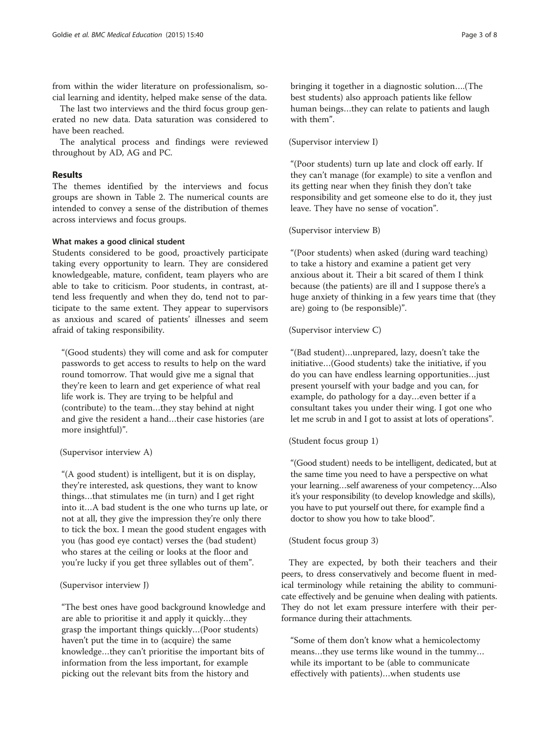from within the wider literature on professionalism, social learning and identity, helped make sense of the data.

The last two interviews and the third focus group generated no new data. Data saturation was considered to have been reached.

The analytical process and findings were reviewed throughout by AD, AG and PC.

## Results

The themes identified by the interviews and focus groups are shown in Table 2. The numerical counts are intended to convey a sense of the distribution of themes across interviews and focus groups.

### What makes a good clinical student

Students considered to be good, proactively participate taking every opportunity to learn. They are considered knowledgeable, mature, confident, team players who are able to take to criticism. Poor students, in contrast, attend less frequently and when they do, tend not to participate to the same extent. They appear to supervisors as anxious and scared of patients' illnesses and seem afraid of taking responsibility.

> "(Good students) they will come and ask for computer passwords to get access to results to help on the ward round tomorrow. That would give me a signal that they're keen to learn and get experience of what real life work is. They are trying to be helpful and (contribute) to the team…they stay behind at night and give the resident a hand…their case histories (are more insightful)".
>
> (Supervisor interview A)

> "(A good student) is intelligent, but it is on display, they're interested, ask questions, they want to know things…that stimulates me (in turn) and I get right into it…A bad student is the one who turns up late, or not at all, they give the impression they're only there to tick the box. I mean the good student engages with you (has good eye contact) verses the (bad student) who stares at the ceiling or looks at the floor and you're lucky if you get three syllables out of them".
>
> (Supervisor interview J)

> "The best ones have good background knowledge and are able to prioritise it and apply it quickly…they grasp the important things quickly…(Poor students) haven't put the time in to (acquire) the same knowledge…they can't prioritise the important bits of information from the less important, for example picking out the relevant bits from the history and bringing it together in a diagnostic solution….(The best students) also approach patients like fellow human beings…they can relate to patients and laugh with them".
>
> (Supervisor interview I)

> "(Poor students) turn up late and clock off early. If they can't manage (for example) to site a venflon and its getting near when they finish they don't take responsibility and get someone else to do it, they just leave. They have no sense of vocation".
>
> (Supervisor interview B)

> "(Poor students) when asked (during ward teaching) to take a history and examine a patient get very anxious about it. Their a bit scared of them I think because (the patients) are ill and I suppose there's a huge anxiety of thinking in a few years time that (they are) going to (be responsible)".
>
> (Supervisor interview C)

> "(Bad student)…unprepared, lazy, doesn't take the initiative…(Good students) take the initiative, if you do you can have endless learning opportunities…just present yourself with your badge and you can, for example, do pathology for a day…even better if a consultant takes you under their wing. I got one who let me scrub in and I got to assist at lots of operations".
>
> (Student focus group 1)

> "(Good student) needs to be intelligent, dedicated, but at the same time you need to have a perspective on what your learning…self awareness of your competency…Also it's your responsibility (to develop knowledge and skills), you have to put yourself out there, for example find a doctor to show you how to take blood".
>
> (Student focus group 3)

They are expected, by both their teachers and their peers, to dress conservatively and become fluent in medical terminology while retaining the ability to communicate effectively and be genuine when dealing with patients. They do not let exam pressure interfere with their performance during their attachments.

> "Some of them don't know what a hemicolectomy means…they use terms like wound in the tummy…while its important to be (able to communicate effectively with patients)…when students use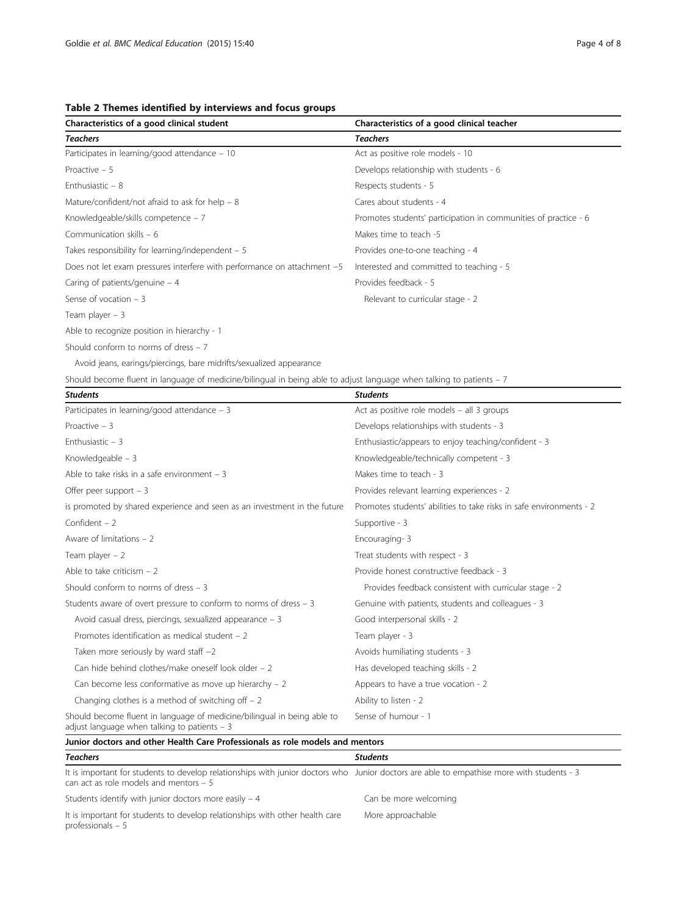**Table 2 Themes identified by interviews and focus groups**

| Characteristics of a good clinical student | Characteristics of a good clinical teacher |
|---|---|
| ***Teachers*** | ***Teachers*** |
| Participates in learning/good attendance – 10 | Act as positive role models - 10 |
| Proactive – 5 | Develops relationship with students - 6 |
| Enthusiastic – 8 | Respects students - 5 |
| Mature/confident/not afraid to ask for help – 8 | Cares about students - 4 |
| Knowledgeable/skills competence – 7 | Promotes students' participation in communities of practice - 6 |
| Communication skills – 6 | Makes time to teach -5 |
| Takes responsibility for learning/independent – 5 | Provides one-to-one teaching - 4 |
| Does not let exam pressures interfere with performance on attachment –5 | Interested and committed to teaching - 5 |
| Caring of patients/genuine – 4 | Provides feedback - 5 |
| Sense of vocation – 3 | Relevant to curricular stage - 2 |
| Team player – 3 | |
| Able to recognize position in hierarchy - 1 | |
| Should conform to norms of dress – 7 | |
| Avoid jeans, earings/piercings, bare midrifts/sexualized appearance | |
| Should become fluent in language of medicine/bilingual in being able to adjust language when talking to patients – 7 | |
| ***Students*** | ***Students*** |
| Participates in learning/good attendance – 3 | Act as positive role models – all 3 groups |
| Proactive – 3 | Develops relationships with students - 3 |
| Enthusiastic – 3 | Enthusiastic/appears to enjoy teaching/confident - 3 |
| Knowledgeable – 3 | Knowledgeable/technically competent - 3 |
| Able to take risks in a safe environment – 3 | Makes time to teach - 3 |
| Offer peer support – 3 | Provides relevant learning experiences - 2 |
| is promoted by shared experience and seen as an investment in the future | Promotes students' abilities to take risks in safe environments - 2 |
| Confident – 2 | Supportive - 3 |
| Aware of limitations – 2 | Encouraging- 3 |
| Team player – 2 | Treat students with respect - 3 |
| Able to take criticism – 2 | Provide honest constructive feedback - 3 |
| Should conform to norms of dress – 3 | Provides feedback consistent with curricular stage - 2 |
| Students aware of overt pressure to conform to norms of dress – 3 | Genuine with patients, students and colleagues - 3 |
| Avoid casual dress, piercings, sexualized appearance – 3 | Good interpersonal skills - 2 |
| Promotes identification as medical student – 2 | Team player - 3 |
| Taken more seriously by ward staff –2 | Avoids humiliating students - 3 |
| Can hide behind clothes/make oneself look older – 2 | Has developed teaching skills - 2 |
| Can become less conformative as move up hierarchy – 2 | Appears to have a true vocation - 2 |
| Changing clothes is a method of switching off – 2 | Ability to listen - 2 |
| Should become fluent in language of medicine/bilingual in being able to adjust language when talking to patients – 3 | Sense of humour - 1 |
| **Junior doctors and other Health Care Professionals as role models and mentors** | |
| ***Teachers*** | ***Students*** |
| It is important for students to develop relationships with junior doctors who can act as role models and mentors – 5 | Junior doctors are able to empathise more with students - 3 |
| Students identify with junior doctors more easily – 4 | Can be more welcoming |
| It is important for students to develop relationships with other health care professionals – 5 | More approachable |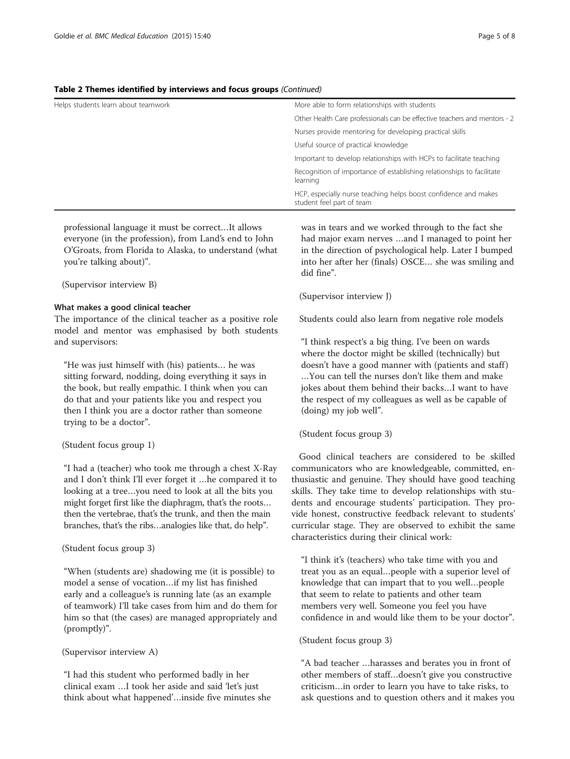**Table 2 Themes identified by interviews and focus groups** *(Continued)*

| | |
|---|---|
| Helps students learn about teamwork | More able to form relationships with students |
| | Other Health Care professionals can be effective teachers and mentors - 2 |
| | Nurses provide mentoring for developing practical skills |
| | Useful source of practical knowledge |
| | Important to develop relationships with HCPs to facilitate teaching |
| | Recognition of importance of establishing relationships to facilitate learning |
| | HCP, especially nurse teaching helps boost confidence and makes student feel part of team |

professional language it must be correct…It allows everyone (in the profession), from Land's end to John O'Groats, from Florida to Alaska, to understand (what you're talking about)".

(Supervisor interview B)

#### What makes a good clinical teacher

The importance of the clinical teacher as a positive role model and mentor was emphasised by both students and supervisors:

> "He was just himself with (his) patients… he was sitting forward, nodding, doing everything it says in the book, but really empathic. I think when you can do that and your patients like you and respect you then I think you are a doctor rather than someone trying to be a doctor".
>
> (Student focus group 1)

> "I had a (teacher) who took me through a chest X-Ray and I don't think I'll ever forget it …he compared it to looking at a tree…you need to look at all the bits you might forget first like the diaphragm, that's the roots… then the vertebrae, that's the trunk, and then the main branches, that's the ribs…analogies like that, do help".
>
> (Student focus group 3)

> "When (students are) shadowing me (it is possible) to model a sense of vocation…if my list has finished early and a colleague's is running late (as an example of teamwork) I'll take cases from him and do them for him so that (the cases) are managed appropriately and (promptly)".
>
> (Supervisor interview A)

> "I had this student who performed badly in her clinical exam …I took her aside and said 'let's just think about what happened'…inside five minutes she was in tears and we worked through to the fact she had major exam nerves …and I managed to point her in the direction of psychological help. Later I bumped into her after her (finals) OSCE… she was smiling and did fine".
>
> (Supervisor interview J)

Students could also learn from negative role models

> "I think respect's a big thing. I've been on wards where the doctor might be skilled (technically) but doesn't have a good manner with (patients and staff) …You can tell the nurses don't like them and make jokes about them behind their backs…I want to have the respect of my colleagues as well as be capable of (doing) my job well".
>
> (Student focus group 3)

Good clinical teachers are considered to be skilled communicators who are knowledgeable, committed, enthusiastic and genuine. They should have good teaching skills. They take time to develop relationships with students and encourage students' participation. They provide honest, constructive feedback relevant to students' curricular stage. They are observed to exhibit the same characteristics during their clinical work:

> "I think it's (teachers) who take time with you and treat you as an equal…people with a superior level of knowledge that can impart that to you well…people that seem to relate to patients and other team members very well. Someone you feel you have confidence in and would like them to be your doctor".
>
> (Student focus group 3)

> "A bad teacher …harasses and berates you in front of other members of staff…doesn't give you constructive criticism…in order to learn you have to take risks, to ask questions and to question others and it makes you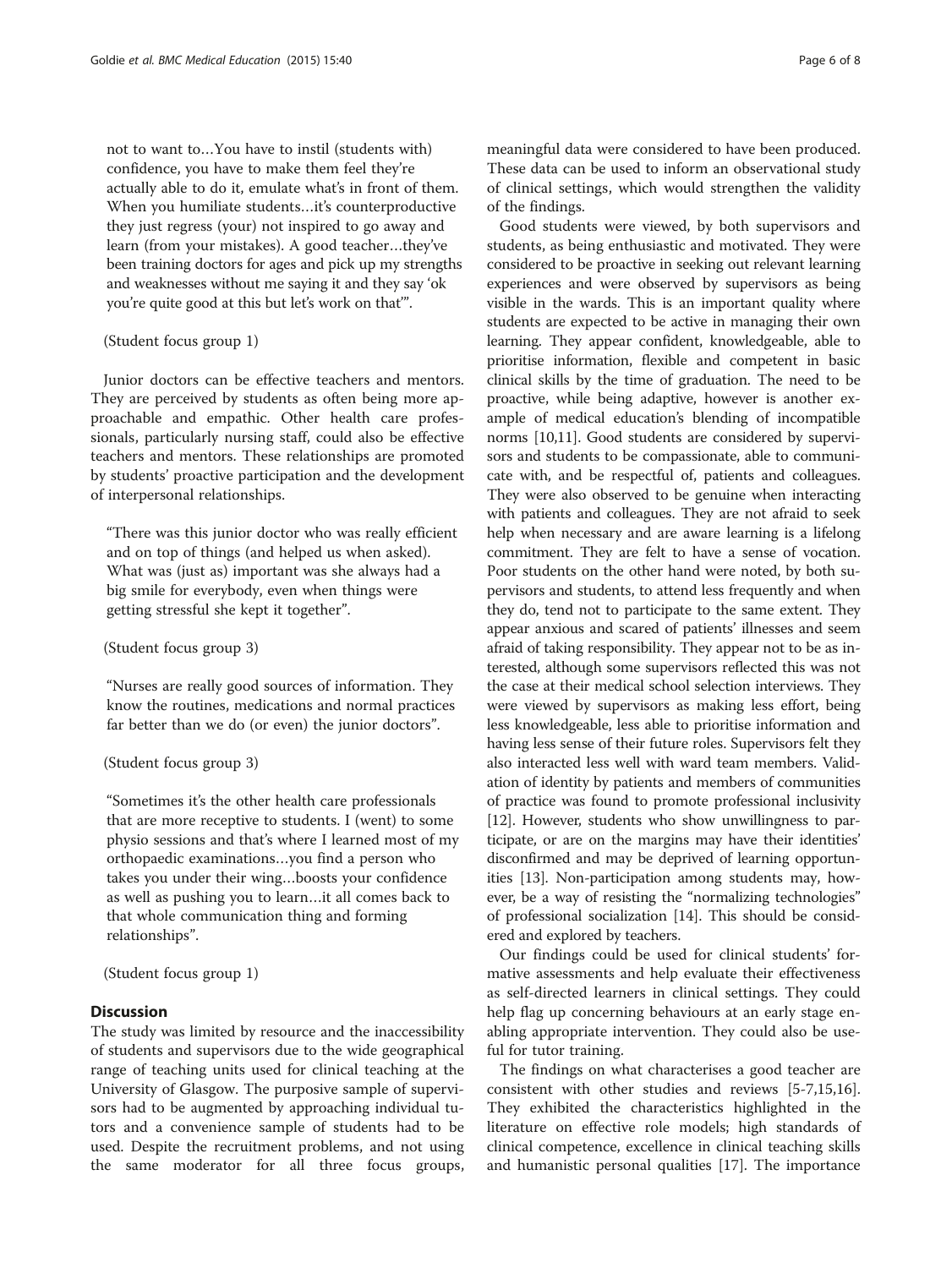not to want to…You have to instil (students with) confidence, you have to make them feel they're actually able to do it, emulate what's in front of them. When you humiliate students…it's counterproductive they just regress (your) not inspired to go away and learn (from your mistakes). A good teacher…they've been training doctors for ages and pick up my strengths and weaknesses without me saying it and they say 'ok you're quite good at this but let's work on that'".

(Student focus group 1)

Junior doctors can be effective teachers and mentors. They are perceived by students as often being more approachable and empathic. Other health care professionals, particularly nursing staff, could also be effective teachers and mentors. These relationships are promoted by students' proactive participation and the development of interpersonal relationships.

"There was this junior doctor who was really efficient and on top of things (and helped us when asked). What was (just as) important was she always had a big smile for everybody, even when things were getting stressful she kept it together".

(Student focus group 3)

"Nurses are really good sources of information. They know the routines, medications and normal practices far better than we do (or even) the junior doctors".

(Student focus group 3)

"Sometimes it's the other health care professionals that are more receptive to students. I (went) to some physio sessions and that's where I learned most of my orthopaedic examinations…you find a person who takes you under their wing…boosts your confidence as well as pushing you to learn…it all comes back to that whole communication thing and forming relationships".

(Student focus group 1)

## Discussion

The study was limited by resource and the inaccessibility of students and supervisors due to the wide geographical range of teaching units used for clinical teaching at the University of Glasgow. The purposive sample of supervisors had to be augmented by approaching individual tutors and a convenience sample of students had to be used. Despite the recruitment problems, and not using the same moderator for all three focus groups, meaningful data were considered to have been produced. These data can be used to inform an observational study of clinical settings, which would strengthen the validity of the findings.

Good students were viewed, by both supervisors and students, as being enthusiastic and motivated. They were considered to be proactive in seeking out relevant learning experiences and were observed by supervisors as being visible in the wards. This is an important quality where students are expected to be active in managing their own learning. They appear confident, knowledgeable, able to prioritise information, flexible and competent in basic clinical skills by the time of graduation. The need to be proactive, while being adaptive, however is another example of medical education's blending of incompatible norms [10,11]. Good students are considered by supervisors and students to be compassionate, able to communicate with, and be respectful of, patients and colleagues. They were also observed to be genuine when interacting with patients and colleagues. They are not afraid to seek help when necessary and are aware learning is a lifelong commitment. They are felt to have a sense of vocation. Poor students on the other hand were noted, by both supervisors and students, to attend less frequently and when they do, tend not to participate to the same extent. They appear anxious and scared of patients' illnesses and seem afraid of taking responsibility. They appear not to be as interested, although some supervisors reflected this was not the case at their medical school selection interviews. They were viewed by supervisors as making less effort, being less knowledgeable, less able to prioritise information and having less sense of their future roles. Supervisors felt they also interacted less well with ward team members. Validation of identity by patients and members of communities of practice was found to promote professional inclusivity [12]. However, students who show unwillingness to participate, or are on the margins may have their identities' disconfirmed and may be deprived of learning opportunities [13]. Non-participation among students may, however, be a way of resisting the "normalizing technologies" of professional socialization [14]. This should be considered and explored by teachers.

Our findings could be used for clinical students' formative assessments and help evaluate their effectiveness as self-directed learners in clinical settings. They could help flag up concerning behaviours at an early stage enabling appropriate intervention. They could also be useful for tutor training.

The findings on what characterises a good teacher are consistent with other studies and reviews [5-7,15,16]. They exhibited the characteristics highlighted in the literature on effective role models; high standards of clinical competence, excellence in clinical teaching skills and humanistic personal qualities [17]. The importance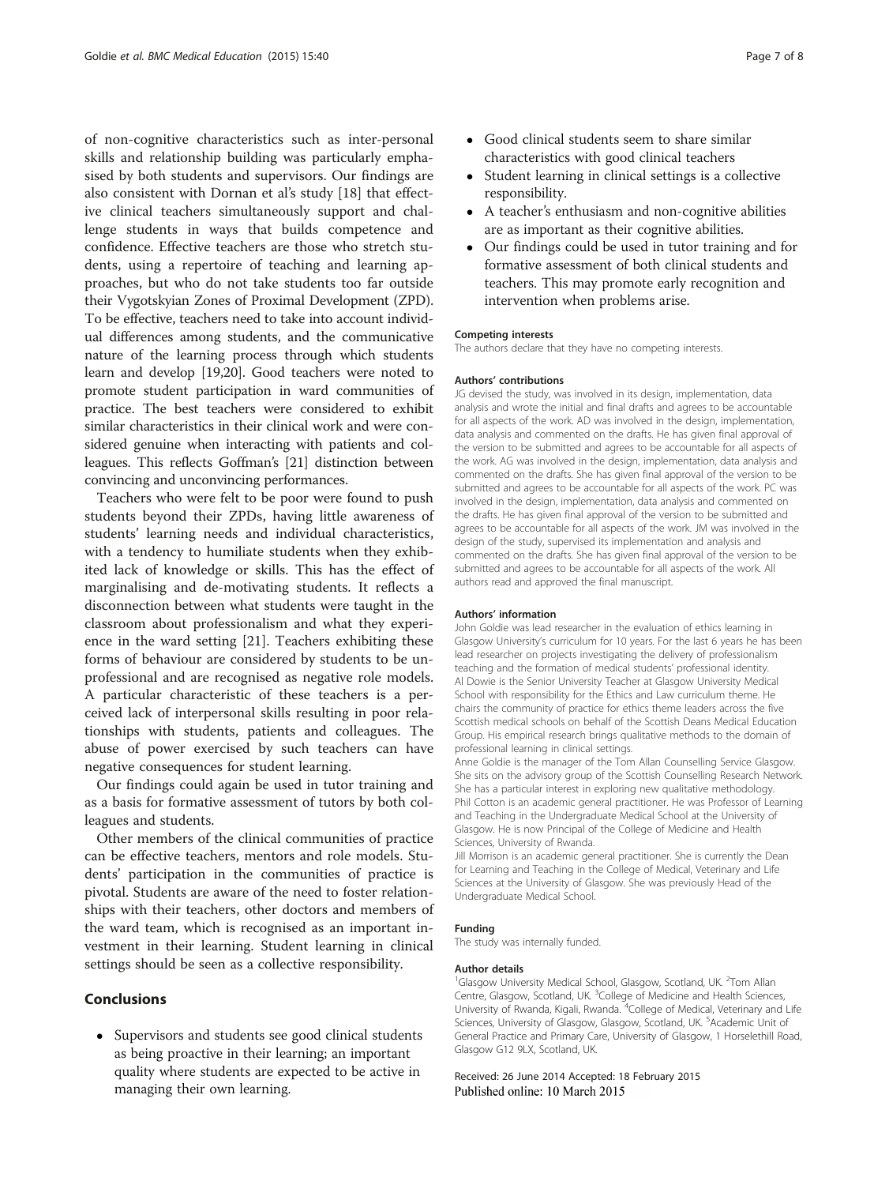of non-cognitive characteristics such as inter-personal skills and relationship building was particularly emphasised by both students and supervisors. Our findings are also consistent with Dornan et al's study [18] that effective clinical teachers simultaneously support and challenge students in ways that builds competence and confidence. Effective teachers are those who stretch students, using a repertoire of teaching and learning approaches, but who do not take students too far outside their Vygotskyian Zones of Proximal Development (ZPD). To be effective, teachers need to take into account individual differences among students, and the communicative nature of the learning process through which students learn and develop [19,20]. Good teachers were noted to promote student participation in ward communities of practice. The best teachers were considered to exhibit similar characteristics in their clinical work and were considered genuine when interacting with patients and colleagues. This reflects Goffman's [21] distinction between convincing and unconvincing performances.

Teachers who were felt to be poor were found to push students beyond their ZPDs, having little awareness of students' learning needs and individual characteristics, with a tendency to humiliate students when they exhibited lack of knowledge or skills. This has the effect of marginalising and de-motivating students. It reflects a disconnection between what students were taught in the classroom about professionalism and what they experience in the ward setting [21]. Teachers exhibiting these forms of behaviour are considered by students to be unprofessional and are recognised as negative role models. A particular characteristic of these teachers is a perceived lack of interpersonal skills resulting in poor relationships with students, patients and colleagues. The abuse of power exercised by such teachers can have negative consequences for student learning.

Our findings could again be used in tutor training and as a basis for formative assessment of tutors by both colleagues and students.

Other members of the clinical communities of practice can be effective teachers, mentors and role models. Students' participation in the communities of practice is pivotal. Students are aware of the need to foster relationships with their teachers, other doctors and members of the ward team, which is recognised as an important investment in their learning. Student learning in clinical settings should be seen as a collective responsibility.

## Conclusions

- Supervisors and students see good clinical students as being proactive in their learning; an important quality where students are expected to be active in managing their own learning.
- Good clinical students seem to share similar characteristics with good clinical teachers
- Student learning in clinical settings is a collective responsibility.
- A teacher's enthusiasm and non-cognitive abilities are as important as their cognitive abilities.
- Our findings could be used in tutor training and for formative assessment of both clinical students and teachers. This may promote early recognition and intervention when problems arise.

#### Competing interests

The authors declare that they have no competing interests.

#### Authors' contributions

JG devised the study, was involved in its design, implementation, data analysis and wrote the initial and final drafts and agrees to be accountable for all aspects of the work. AD was involved in the design, implementation, data analysis and commented on the drafts. He has given final approval of the version to be submitted and agrees to be accountable for all aspects of the work. AG was involved in the design, implementation, data analysis and commented on the drafts. She has given final approval of the version to be submitted and agrees to be accountable for all aspects of the work. PC was involved in the design, implementation, data analysis and commented on the drafts. He has given final approval of the version to be submitted and agrees to be accountable for all aspects of the work. JM was involved in the design of the study, supervised its implementation and analysis and commented on the drafts. She has given final approval of the version to be submitted and agrees to be accountable for all aspects of the work. All authors read and approved the final manuscript.

#### Authors' information

John Goldie was lead researcher in the evaluation of ethics learning in Glasgow University's curriculum for 10 years. For the last 6 years he has been lead researcher on projects investigating the delivery of professionalism teaching and the formation of medical students' professional identity.
Al Dowie is the Senior University Teacher at Glasgow University Medical School with responsibility for the Ethics and Law curriculum theme. He chairs the community of practice for ethics theme leaders across the five Scottish medical schools on behalf of the Scottish Deans Medical Education Group. His empirical research brings qualitative methods to the domain of professional learning in clinical settings.
Anne Goldie is the manager of the Tom Allan Counselling Service Glasgow. She sits on the advisory group of the Scottish Counselling Research Network. She has a particular interest in exploring new qualitative methodology.
Phil Cotton is an academic general practitioner. He was Professor of Learning and Teaching in the Undergraduate Medical School at the University of Glasgow. He is now Principal of the College of Medicine and Health Sciences, University of Rwanda.
Jill Morrison is an academic general practitioner. She is currently the Dean for Learning and Teaching in the College of Medical, Veterinary and Life Sciences at the University of Glasgow. She was previously Head of the Undergraduate Medical School.

#### Funding

The study was internally funded.

#### Author details

[1]Glasgow University Medical School, Glasgow, Scotland, UK. [2]Tom Allan Centre, Glasgow, Scotland, UK. [3]College of Medicine and Health Sciences, University of Rwanda, Kigali, Rwanda. [4]College of Medical, Veterinary and Life Sciences, University of Glasgow, Glasgow, Scotland, UK. [5]Academic Unit of General Practice and Primary Care, University of Glasgow, 1 Horselethill Road, Glasgow G12 9LX, Scotland, UK.

Received: 26 June 2014 Accepted: 18 February 2015
Published online: 10 March 2015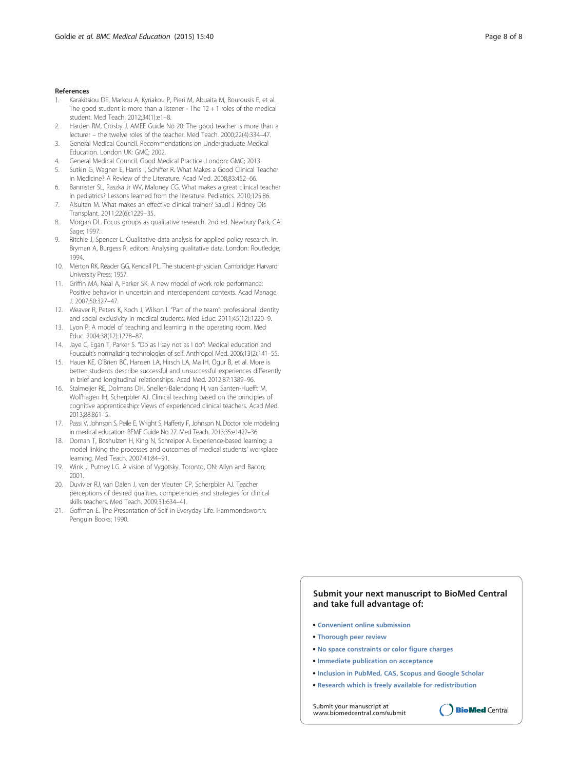## References

1. Karakitsiou DE, Markou A, Kyriakou P, Pieri M, Abuaita M, Bourousis E, et al. The good student is more than a listener - The 12 + 1 roles of the medical student. Med Teach. 2012;34(1):e1–8.
2. Harden RM, Crosby J. AMEE Guide No 20: The good teacher is more than a lecturer – the twelve roles of the teacher. Med Teach. 2000;22(4):334–47.
3. General Medical Council. Recommendations on Undergraduate Medical Education. London UK: GMC; 2002.
4. General Medical Council. Good Medical Practice. London: GMC; 2013.
5. Sutkin G, Wagner E, Harris I, Schiffer R. What Makes a Good Clinical Teacher in Medicine? A Review of the Literature. Acad Med. 2008;83:452–66.
6. Bannister SL, Raszka Jr WV, Maloney CG. What makes a great clinical teacher in pediatrics? Lessons learned from the literature. Pediatrics. 2010;125:86.
7. Alsultan M. What makes an effective clinical trainer? Saudi J Kidney Dis Transplant. 2011;22(6):1229–35.
8. Morgan DL. Focus groups as qualitative research. 2nd ed. Newbury Park, CA: Sage; 1997.
9. Ritchie J, Spencer L. Qualitative data analysis for applied policy research. In: Bryman A, Burgess R, editors. Analysing qualitative data. London: Routledge; 1994.
10. Merton RK, Reader GG, Kendall PL. The student-physician. Cambridge: Harvard University Press; 1957.
11. Griffin MA, Neal A, Parker SK. A new model of work role performance: Positive behavior in uncertain and interdependent contexts. Acad Manage J. 2007;50:327–47.
12. Weaver R, Peters K, Koch J, Wilson I. "Part of the team": professional identity and social exclusivity in medical students. Med Educ. 2011;45(12):1220–9.
13. Lyon P. A model of teaching and learning in the operating room. Med Educ. 2004;38(12):1278–87.
14. Jaye C, Egan T, Parker S. "Do as I say not as I do": Medical education and Foucault's normalizing technologies of self. Anthropol Med. 2006;13(2):141–55.
15. Hauer KE, O'Brien BC, Hansen LA, Hirsch LA, Ma IH, Ogur B, et al. More is better: students describe successful and unsuccessful experiences differently in brief and longitudinal relationships. Acad Med. 2012;87:1389–96.
16. Stalmeijer RE, Dolmans DH, Snellen-Balendong H, van Santen-Huefft M, Wolfhagen IH, Scherpbler AJ. Clinical teaching based on the principles of cognitive apprenticeship: Views of experienced clinical teachers. Acad Med. 2013;88:861–5.
17. Passi V, Johnson S, Peile E, Wright S, Hafferty F, Johnson N. Doctor role modeling in medical education: BEME Guide No 27. Med Teach. 2013;35:e1422–36.
18. Dornan T, Boshulzen H, King N, Schreiper A. Experience-based learning: a model linking the processes and outcomes of medical students' workplace learning. Med Teach. 2007;41:84–91.
19. Wink J, Putney LG. A vision of Vygotsky. Toronto, ON: Allyn and Bacon; 2001.
20. Duvivier RJ, van Dalen J, van der Vleuten CP, Scherpbier AJ. Teacher perceptions of desired qualities, competencies and strategies for clinical skills teachers. Med Teach. 2009;31:634–41.
21. Goffman E. The Presentation of Self in Everyday Life. Hammondsworth: Penguin Books; 1990.

**Submit your next manuscript to BioMed Central and take full advantage of:**

- **Convenient online submission**
- **Thorough peer review**
- **No space constraints or color figure charges**
- **Immediate publication on acceptance**
- **Inclusion in PubMed, CAS, Scopus and Google Scholar**
- **Research which is freely available for redistribution**

Submit your manuscript at
www.biomedcentral.com/submit

BioMed Central